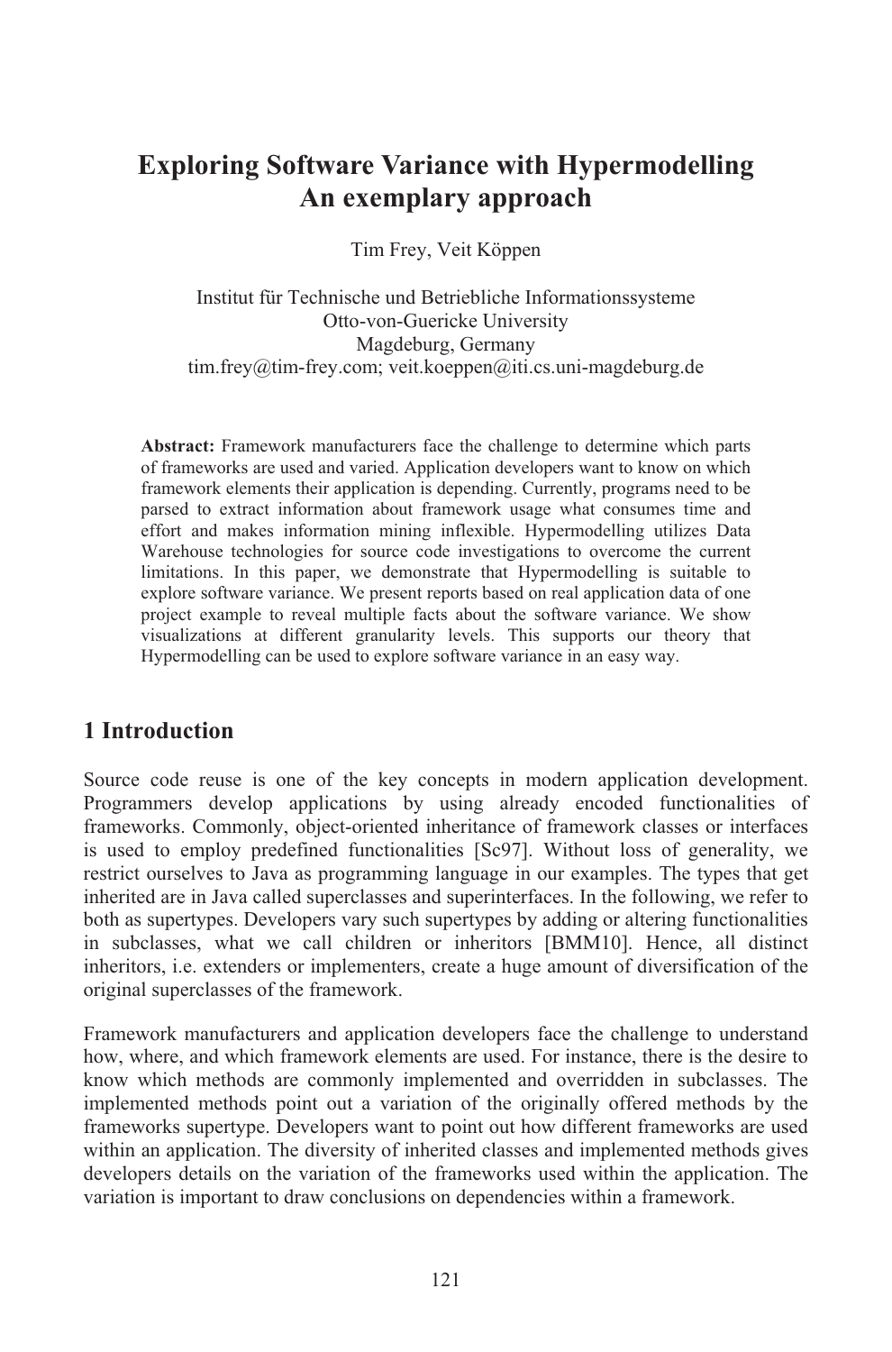# Exploring Software Variance with Hypermodelling An exemplary approach

Tim Frey, Veit Köppen

Institut für Technische und Betriebliche Informationssysteme
Otto-von-Guericke University
Magdeburg, Germany
tim.frey@tim-frey.com; veit.koeppen@iti.cs.uni-magdeburg.de

**Abstract:** Framework manufacturers face the challenge to determine which parts of frameworks are used and varied. Application developers want to know on which framework elements their application is depending. Currently, programs need to be parsed to extract information about framework usage what consumes time and effort and makes information mining inflexible. Hypermodelling utilizes Data Warehouse technologies for source code investigations to overcome the current limitations. In this paper, we demonstrate that Hypermodelling is suitable to explore software variance. We present reports based on real application data of one project example to reveal multiple facts about the software variance. We show visualizations at different granularity levels. This supports our theory that Hypermodelling can be used to explore software variance in an easy way.

## 1 Introduction

Source code reuse is one of the key concepts in modern application development. Programmers develop applications by using already encoded functionalities of frameworks. Commonly, object-oriented inheritance of framework classes or interfaces is used to employ predefined functionalities [Sc97]. Without loss of generality, we restrict ourselves to Java as programming language in our examples. The types that get inherited are in Java called superclasses and superinterfaces. In the following, we refer to both as supertypes. Developers vary such supertypes by adding or altering functionalities in subclasses, what we call children or inheritors [BMM10]. Hence, all distinct inheritors, i.e. extenders or implementers, create a huge amount of diversification of the original superclasses of the framework.

Framework manufacturers and application developers face the challenge to understand how, where, and which framework elements are used. For instance, there is the desire to know which methods are commonly implemented and overridden in subclasses. The implemented methods point out a variation of the originally offered methods by the frameworks supertype. Developers want to point out how different frameworks are used within an application. The diversity of inherited classes and implemented methods gives developers details on the variation of the frameworks used within the application. The variation is important to draw conclusions on dependencies within a framework.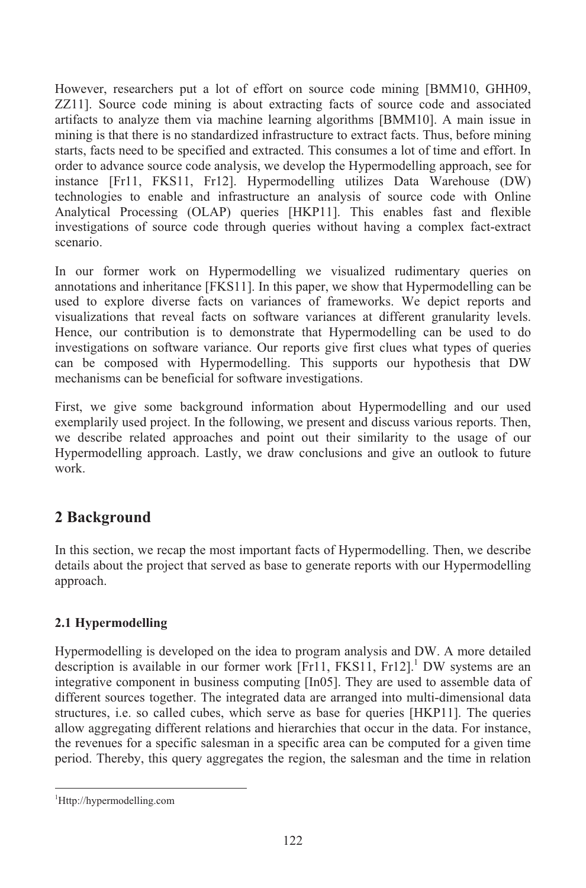However, researchers put a lot of effort on source code mining [BMM10, GHH09, ZZ11]. Source code mining is about extracting facts of source code and associated artifacts to analyze them via machine learning algorithms [BMM10]. A main issue in mining is that there is no standardized infrastructure to extract facts. Thus, before mining starts, facts need to be specified and extracted. This consumes a lot of time and effort. In order to advance source code analysis, we develop the Hypermodelling approach, see for instance [Fr11, FKS11, Fr12]. Hypermodelling utilizes Data Warehouse (DW) technologies to enable and infrastructure an analysis of source code with Online Analytical Processing (OLAP) queries [HKP11]. This enables fast and flexible investigations of source code through queries without having a complex fact-extract scenario.

In our former work on Hypermodelling we visualized rudimentary queries on annotations and inheritance [FKS11]. In this paper, we show that Hypermodelling can be used to explore diverse facts on variances of frameworks. We depict reports and visualizations that reveal facts on software variances at different granularity levels. Hence, our contribution is to demonstrate that Hypermodelling can be used to do investigations on software variance. Our reports give first clues what types of queries can be composed with Hypermodelling. This supports our hypothesis that DW mechanisms can be beneficial for software investigations.

First, we give some background information about Hypermodelling and our used exemplarily used project. In the following, we present and discuss various reports. Then, we describe related approaches and point out their similarity to the usage of our Hypermodelling approach. Lastly, we draw conclusions and give an outlook to future work.

## 2 Background

In this section, we recap the most important facts of Hypermodelling. Then, we describe details about the project that served as base to generate reports with our Hypermodelling approach.

### 2.1 Hypermodelling

Hypermodelling is developed on the idea to program analysis and DW. A more detailed description is available in our former work [Fr11, FKS11, Fr12].[1] DW systems are an integrative component in business computing [In05]. They are used to assemble data of different sources together. The integrated data are arranged into multi-dimensional data structures, i.e. so called cubes, which serve as base for queries [HKP11]. The queries allow aggregating different relations and hierarchies that occur in the data. For instance, the revenues for a specific salesman in a specific area can be computed for a given time period. Thereby, this query aggregates the region, the salesman and the time in relation

[1] Http://hypermodelling.com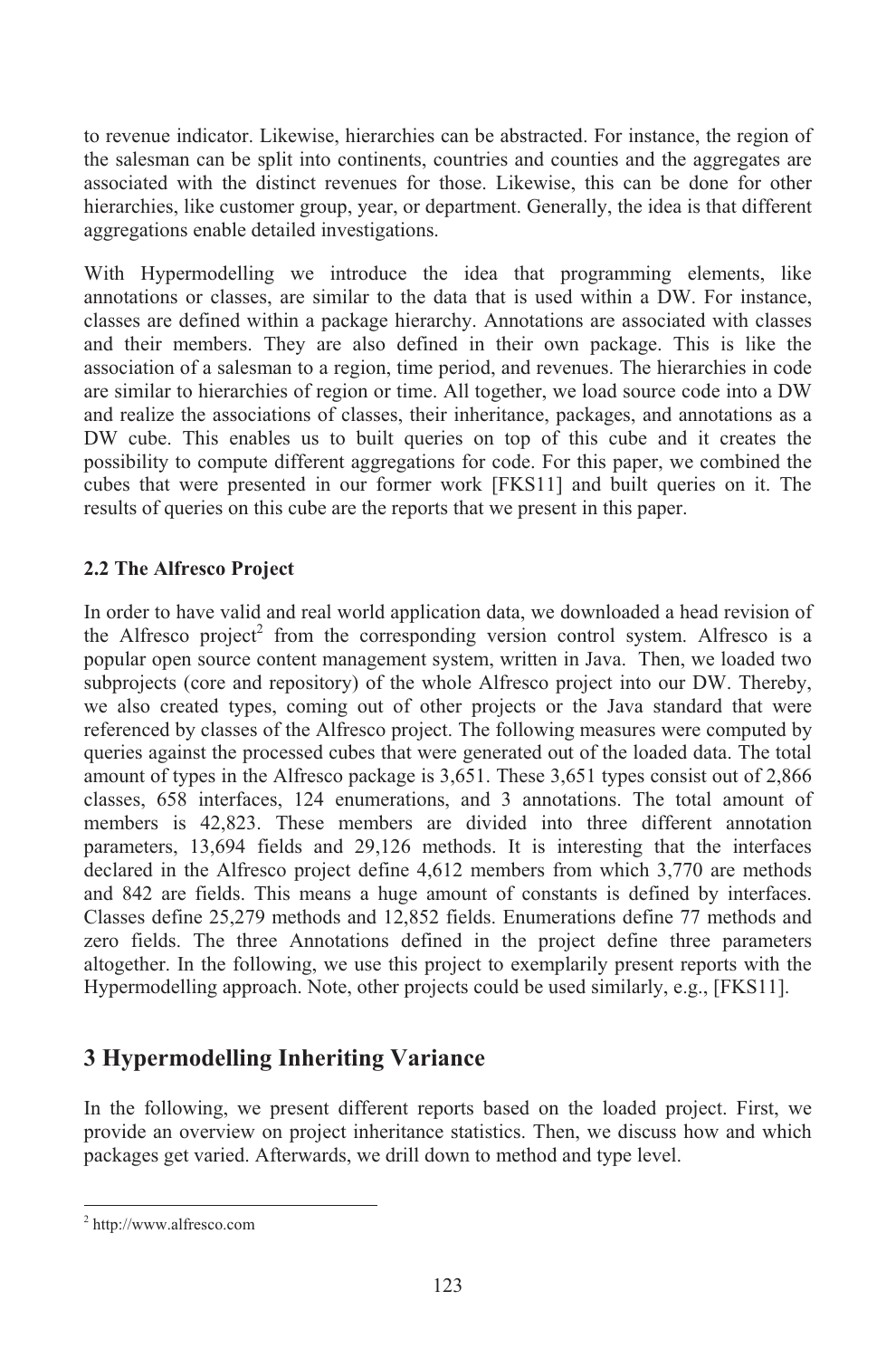to revenue indicator. Likewise, hierarchies can be abstracted. For instance, the region of the salesman can be split into continents, countries and counties and the aggregates are associated with the distinct revenues for those. Likewise, this can be done for other hierarchies, like customer group, year, or department. Generally, the idea is that different aggregations enable detailed investigations.

With Hypermodelling we introduce the idea that programming elements, like annotations or classes, are similar to the data that is used within a DW. For instance, classes are defined within a package hierarchy. Annotations are associated with classes and their members. They are also defined in their own package. This is like the association of a salesman to a region, time period, and revenues. The hierarchies in code are similar to hierarchies of region or time. All together, we load source code into a DW and realize the associations of classes, their inheritance, packages, and annotations as a DW cube. This enables us to built queries on top of this cube and it creates the possibility to compute different aggregations for code. For this paper, we combined the cubes that were presented in our former work [FKS11] and built queries on it. The results of queries on this cube are the reports that we present in this paper.

### 2.2 The Alfresco Project

In order to have valid and real world application data, we downloaded a head revision of the Alfresco project[2] from the corresponding version control system. Alfresco is a popular open source content management system, written in Java. Then, we loaded two subprojects (core and repository) of the whole Alfresco project into our DW. Thereby, we also created types, coming out of other projects or the Java standard that were referenced by classes of the Alfresco project. The following measures were computed by queries against the processed cubes that were generated out of the loaded data. The total amount of types in the Alfresco package is 3,651. These 3,651 types consist out of 2,866 classes, 658 interfaces, 124 enumerations, and 3 annotations. The total amount of members is 42,823. These members are divided into three different annotation parameters, 13,694 fields and 29,126 methods. It is interesting that the interfaces declared in the Alfresco project define 4,612 members from which 3,770 are methods and 842 are fields. This means a huge amount of constants is defined by interfaces. Classes define 25,279 methods and 12,852 fields. Enumerations define 77 methods and zero fields. The three Annotations defined in the project define three parameters altogether. In the following, we use this project to exemplarily present reports with the Hypermodelling approach. Note, other projects could be used similarly, e.g., [FKS11].

## 3 Hypermodelling Inheriting Variance

In the following, we present different reports based on the loaded project. First, we provide an overview on project inheritance statistics. Then, we discuss how and which packages get varied. Afterwards, we drill down to method and type level.

---

[2] http://www.alfresco.com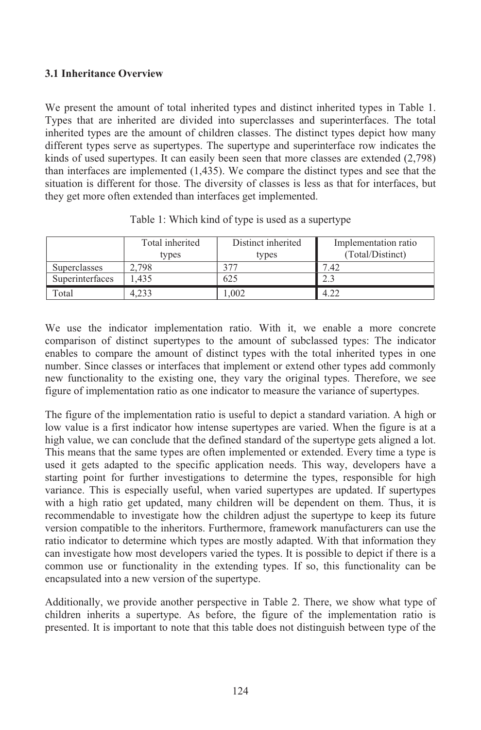### 3.1 Inheritance Overview

We present the amount of total inherited types and distinct inherited types in Table 1. Types that are inherited are divided into superclasses and superinterfaces. The total inherited types are the amount of children classes. The distinct types depict how many different types serve as supertypes. The supertype and superinterface row indicates the kinds of used supertypes. It can easily been seen that more classes are extended (2,798) than interfaces are implemented (1,435). We compare the distinct types and see that the situation is different for those. The diversity of classes is less as that for interfaces, but they get more often extended than interfaces get implemented.

Table 1: Which kind of type is used as a supertype

| | Total inherited types | Distinct inherited types | Implementation ratio (Total/Distinct) |
|---|---|---|---|
| Superclasses | 2,798 | 377 | 7.42 |
| Superinterfaces | 1,435 | 625 | 2.3 |
| Total | 4,233 | 1,002 | 4.22 |

We use the indicator implementation ratio. With it, we enable a more concrete comparison of distinct supertypes to the amount of subclassed types: The indicator enables to compare the amount of distinct types with the total inherited types in one number. Since classes or interfaces that implement or extend other types add commonly new functionality to the existing one, they vary the original types. Therefore, we see figure of implementation ratio as one indicator to measure the variance of supertypes.

The figure of the implementation ratio is useful to depict a standard variation. A high or low value is a first indicator how intense supertypes are varied. When the figure is at a high value, we can conclude that the defined standard of the supertype gets aligned a lot. This means that the same types are often implemented or extended. Every time a type is used it gets adapted to the specific application needs. This way, developers have a starting point for further investigations to determine the types, responsible for high variance. This is especially useful, when varied supertypes are updated. If supertypes with a high ratio get updated, many children will be dependent on them. Thus, it is recommendable to investigate how the children adjust the supertype to keep its future version compatible to the inheritors. Furthermore, framework manufacturers can use the ratio indicator to determine which types are mostly adapted. With that information they can investigate how most developers varied the types. It is possible to depict if there is a common use or functionality in the extending types. If so, this functionality can be encapsulated into a new version of the supertype.

Additionally, we provide another perspective in Table 2. There, we show what type of children inherits a supertype. As before, the figure of the implementation ratio is presented. It is important to note that this table does not distinguish between type of the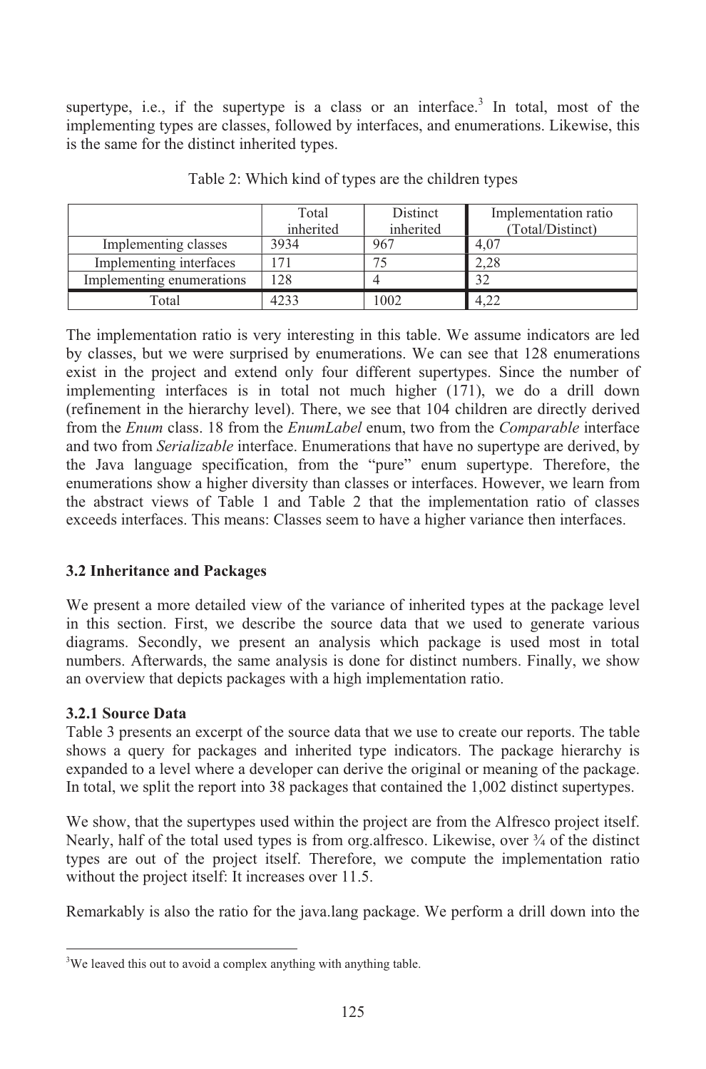supertype, i.e., if the supertype is a class or an interface.[3] In total, most of the implementing types are classes, followed by interfaces, and enumerations. Likewise, this is the same for the distinct inherited types.

Table 2: Which kind of types are the children types

| | Total inherited | Distinct inherited | Implementation ratio (Total/Distinct) |
|---|---|---|---|
| Implementing classes | 3934 | 967 | 4,07 |
| Implementing interfaces | 171 | 75 | 2,28 |
| Implementing enumerations | 128 | 4 | 32 |
| Total | 4233 | 1002 | 4,22 |

The implementation ratio is very interesting in this table. We assume indicators are led by classes, but we were surprised by enumerations. We can see that 128 enumerations exist in the project and extend only four different supertypes. Since the number of implementing interfaces is in total not much higher (171), we do a drill down (refinement in the hierarchy level). There, we see that 104 children are directly derived from the *Enum* class. 18 from the *EnumLabel* enum, two from the *Comparable* interface and two from *Serializable* interface. Enumerations that have no supertype are derived, by the Java language specification, from the "pure" enum supertype. Therefore, the enumerations show a higher diversity than classes or interfaces. However, we learn from the abstract views of Table 1 and Table 2 that the implementation ratio of classes exceeds interfaces. This means: Classes seem to have a higher variance then interfaces.

### 3.2 Inheritance and Packages

We present a more detailed view of the variance of inherited types at the package level in this section. First, we describe the source data that we used to generate various diagrams. Secondly, we present an analysis which package is used most in total numbers. Afterwards, the same analysis is done for distinct numbers. Finally, we show an overview that depicts packages with a high implementation ratio.

#### 3.2.1 Source Data

Table 3 presents an excerpt of the source data that we use to create our reports. The table shows a query for packages and inherited type indicators. The package hierarchy is expanded to a level where a developer can derive the original or meaning of the package. In total, we split the report into 38 packages that contained the 1,002 distinct supertypes.

We show, that the supertypes used within the project are from the Alfresco project itself. Nearly, half of the total used types is from org.alfresco. Likewise, over ¾ of the distinct types are out of the project itself. Therefore, we compute the implementation ratio without the project itself: It increases over 11.5.

Remarkably is also the ratio for the java.lang package. We perform a drill down into the

---

[3] We leaved this out to avoid a complex anything with anything table.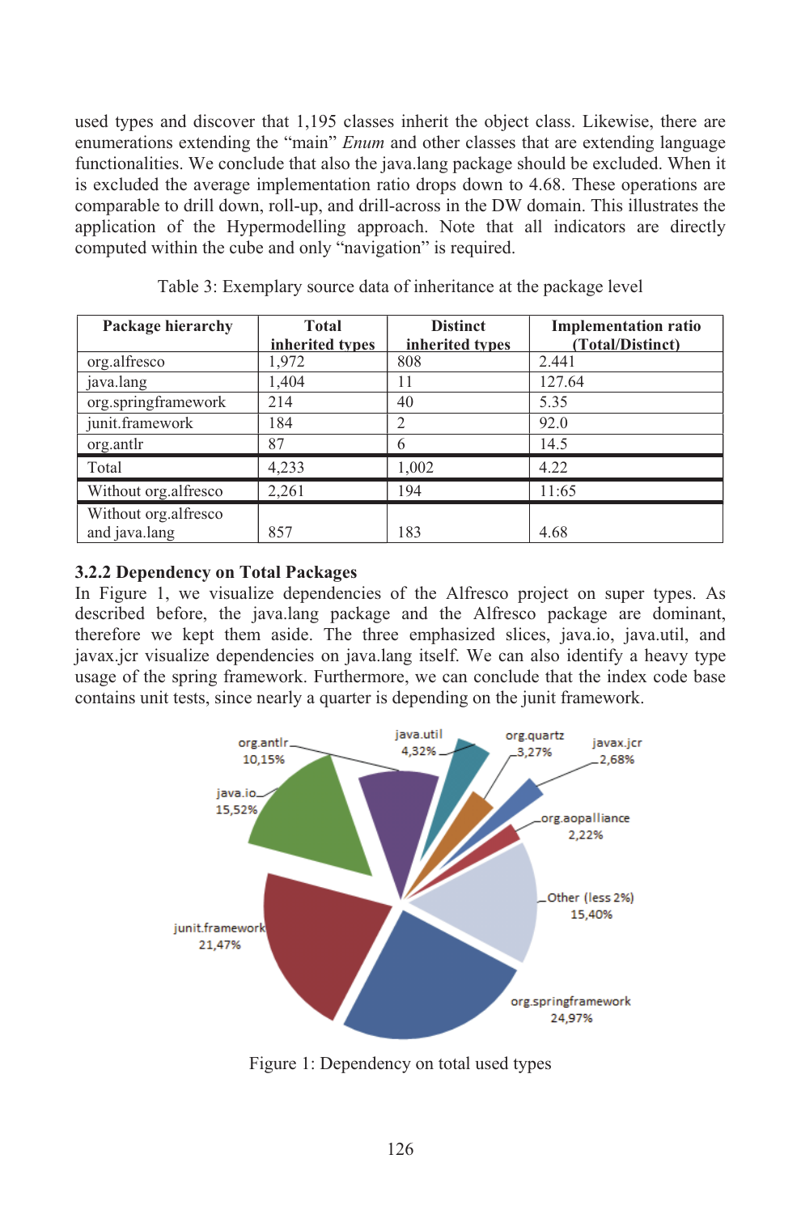used types and discover that 1,195 classes inherit the object class. Likewise, there are enumerations extending the "main" *Enum* and other classes that are extending language functionalities. We conclude that also the java.lang package should be excluded. When it is excluded the average implementation ratio drops down to 4.68. These operations are comparable to drill down, roll-up, and drill-across in the DW domain. This illustrates the application of the Hypermodelling approach. Note that all indicators are directly computed within the cube and only "navigation" is required.

Table 3: Exemplary source data of inheritance at the package level

| Package hierarchy | Total inherited types | Distinct inherited types | Implementation ratio (Total/Distinct) |
|---|---|---|---|
| org.alfresco | 1,972 | 808 | 2.441 |
| java.lang | 1,404 | 11 | 127.64 |
| org.springframework | 214 | 40 | 5.35 |
| junit.framework | 184 | 2 | 92.0 |
| org.antlr | 87 | 6 | 14.5 |
| Total | 4,233 | 1,002 | 4.22 |
| Without org.alfresco | 2,261 | 194 | 11:65 |
| Without org.alfresco and java.lang | 857 | 183 | 4.68 |

### 3.2.2 Dependency on Total Packages

In Figure 1, we visualize dependencies of the Alfresco project on super types. As described before, the java.lang package and the Alfresco package are dominant, therefore we kept them aside. The three emphasized slices, java.io, java.util, and javax.jcr visualize dependencies on java.lang itself. We can also identify a heavy type usage of the spring framework. Furthermore, we can conclude that the index code base contains unit tests, since nearly a quarter is depending on the junit framework.

Figure 1: Dependency on total used types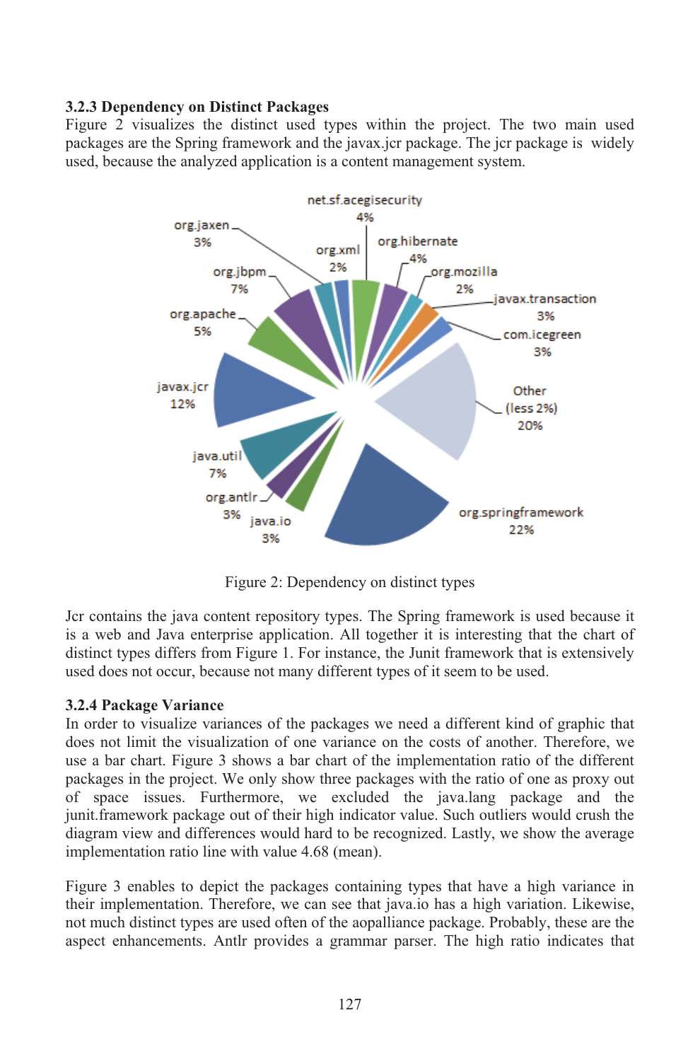### 3.2.3 Dependency on Distinct Packages

Figure 2 visualizes the distinct used types within the project. The two main used packages are the Spring framework and the javax.jcr package. The jcr package is widely used, because the analyzed application is a content management system.

Figure 2: Dependency on distinct types

Jcr contains the java content repository types. The Spring framework is used because it is a web and Java enterprise application. All together it is interesting that the chart of distinct types differs from Figure 1. For instance, the Junit framework that is extensively used does not occur, because not many different types of it seem to be used.

### 3.2.4 Package Variance

In order to visualize variances of the packages we need a different kind of graphic that does not limit the visualization of one variance on the costs of another. Therefore, we use a bar chart. Figure 3 shows a bar chart of the implementation ratio of the different packages in the project. We only show three packages with the ratio of one as proxy out of space issues. Furthermore, we excluded the java.lang package and the junit.framework package out of their high indicator value. Such outliers would crush the diagram view and differences would hard to be recognized. Lastly, we show the average implementation ratio line with value 4.68 (mean).

Figure 3 enables to depict the packages containing types that have a high variance in their implementation. Therefore, we can see that java.io has a high variation. Likewise, not much distinct types are used often of the aopalliance package. Probably, these are the aspect enhancements. Antlr provides a grammar parser. The high ratio indicates that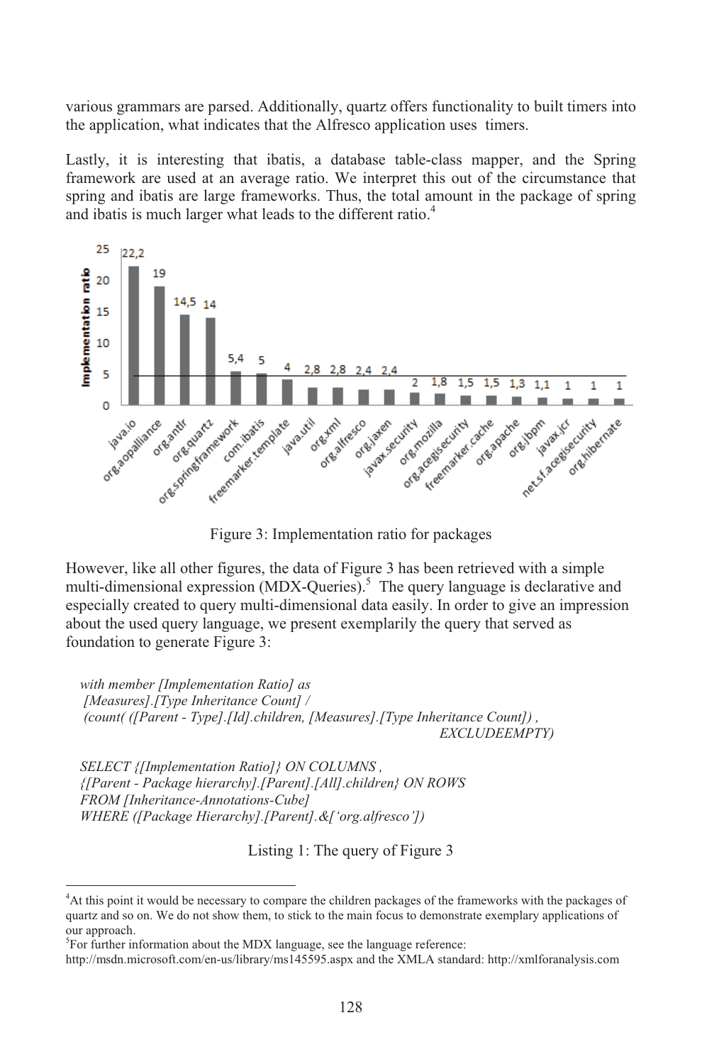various grammars are parsed. Additionally, quartz offers functionality to built timers into the application, what indicates that the Alfresco application uses timers.

Lastly, it is interesting that ibatis, a database table-class mapper, and the Spring framework are used at an average ratio. We interpret this out of the circumstance that spring and ibatis are large frameworks. Thus, the total amount in the package of spring and ibatis is much larger what leads to the different ratio.[4]

Figure 3: Implementation ratio for packages

However, like all other figures, the data of Figure 3 has been retrieved with a simple multi-dimensional expression (MDX-Queries).[5] The query language is declarative and especially created to query multi-dimensional data easily. In order to give an impression about the used query language, we present exemplarily the query that served as foundation to generate Figure 3:

```
with member [Implementation Ratio] as
 [Measures].[Type Inheritance Count] /
 (count( ([Parent - Type].[Id].children, [Measures].[Type Inheritance Count]) ,
                                                              EXCLUDEEMPTY)

SELECT {[Implementation Ratio]} ON COLUMNS ,
{[Parent - Package hierarchy].[Parent].[All].children} ON ROWS
FROM [Inheritance-Annotations-Cube]
WHERE ([Package Hierarchy].[Parent].&['org.alfresco'])
```

Listing 1: The query of Figure 3

[4]At this point it would be necessary to compare the children packages of the frameworks with the packages of quartz and so on. We do not show them, to stick to the main focus to demonstrate exemplary applications of our approach.

[5]For further information about the MDX language, see the language reference: http://msdn.microsoft.com/en-us/library/ms145595.aspx and the XMLA standard: http://xmlforanalysis.com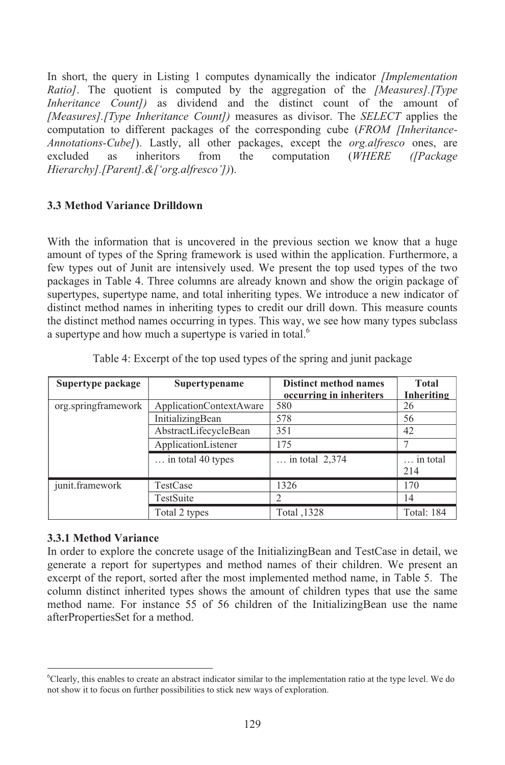In short, the query in Listing 1 computes dynamically the indicator *[Implementation Ratio]*. The quotient is computed by the aggregation of the *[Measures].[Type Inheritance Count])* as dividend and the distinct count of the amount of *[Measures].[Type Inheritance Count])* measures as divisor. The *SELECT* applies the computation to different packages of the corresponding cube (*FROM [Inheritance-Annotations-Cube]*). Lastly, all other packages, except the *org.alfresco* ones, are excluded as inheritors from the computation (*WHERE ([Package Hierarchy].[Parent].&['org.alfresco'])*).

### 3.3 Method Variance Drilldown

With the information that is uncovered in the previous section we know that a huge amount of types of the Spring framework is used within the application. Furthermore, a few types out of Junit are intensively used. We present the top used types of the two packages in Table 4. Three columns are already known and show the origin package of supertypes, supertype name, and total inheriting types. We introduce a new indicator of distinct method names in inheriting types to credit our drill down. This measure counts the distinct method names occurring in types. This way, we see how many types subclass a supertype and how much a supertype is varied in total.[6]

Table 4: Excerpt of the top used types of the spring and junit package

| Supertype package | Supertypename | Distinct method names occurring in inheriters | Total Inheriting |
|---|---|---|---|
| org.springframework | ApplicationContextAware | 580 | 26 |
| | InitializingBean | 578 | 56 |
| | AbstractLifecycleBean | 351 | 42 |
| | ApplicationListener | 175 | 7 |
| | … in total 40 types | … in total 2,374 | … in total 214 |
| junit.framework | TestCase | 1326 | 170 |
| | TestSuite | 2 | 14 |
| | Total 2 types | Total ,1328 | Total: 184 |

#### 3.3.1 Method Variance

In order to explore the concrete usage of the InitializingBean and TestCase in detail, we generate a report for supertypes and method names of their children. We present an excerpt of the report, sorted after the most implemented method name, in Table 5. The column distinct inherited types shows the amount of children types that use the same method name. For instance 55 of 56 children of the InitializingBean use the name afterPropertiesSet for a method.

---

[6] Clearly, this enables to create an abstract indicator similar to the implementation ratio at the type level. We do not show it to focus on further possibilities to stick new ways of exploration.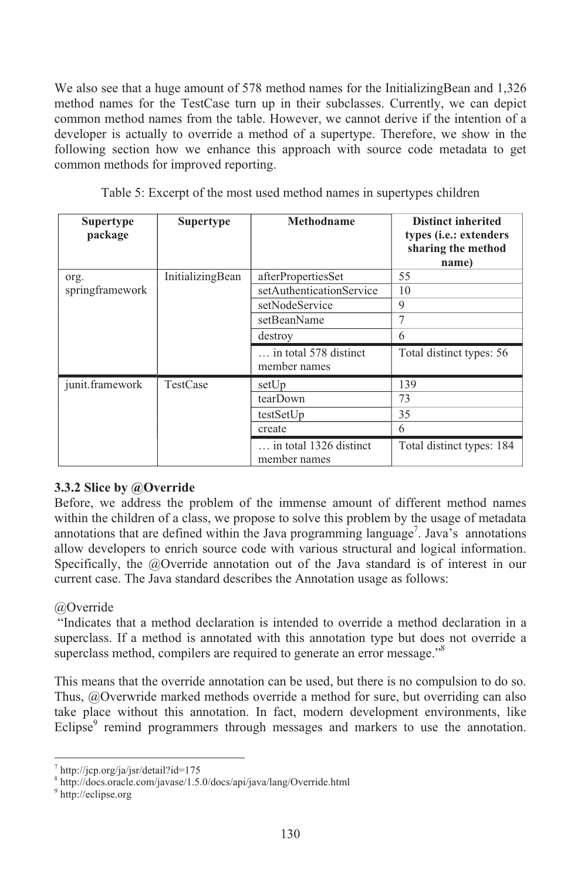We also see that a huge amount of 578 method names for the InitializingBean and 1,326 method names for the TestCase turn up in their subclasses. Currently, we can depict common method names from the table. However, we cannot derive if the intention of a developer is actually to override a method of a supertype. Therefore, we show in the following section how we enhance this approach with source code metadata to get common methods for improved reporting.

Table 5: Excerpt of the most used method names in supertypes children

| Supertype package | Supertype | Methodname | Distinct inherited types (i.e.: extenders sharing the method name) |
|---|---|---|---|
| org. springframework | InitializingBean | afterPropertiesSet | 55 |
| | | setAuthenticationService | 10 |
| | | setNodeService | 9 |
| | | setBeanName | 7 |
| | | destroy | 6 |
| | | … in total 578 distinct member names | Total distinct types: 56 |
| junit.framework | TestCase | setUp | 139 |
| | | tearDown | 73 |
| | | testSetUp | 35 |
| | | create | 6 |
| | | … in total 1326 distinct member names | Total distinct types: 184 |

### 3.3.2 Slice by @Override

Before, we address the problem of the immense amount of different method names within the children of a class, we propose to solve this problem by the usage of metadata annotations that are defined within the Java programming language[7]. Java's annotations allow developers to enrich source code with various structural and logical information. Specifically, the @Override annotation out of the Java standard is of interest in our current case. The Java standard describes the Annotation usage as follows:

@Override

"Indicates that a method declaration is intended to override a method declaration in a superclass. If a method is annotated with this annotation type but does not override a superclass method, compilers are required to generate an error message."[8]

This means that the override annotation can be used, but there is no compulsion to do so. Thus, @Overwride marked methods override a method for sure, but overriding can also take place without this annotation. In fact, modern development environments, like Eclipse[9] remind programmers through messages and markers to use the annotation.

[7] http://jcp.org/ja/jsr/detail?id=175

[8] http://docs.oracle.com/javase/1.5.0/docs/api/java/lang/Override.html

[9] http://eclipse.org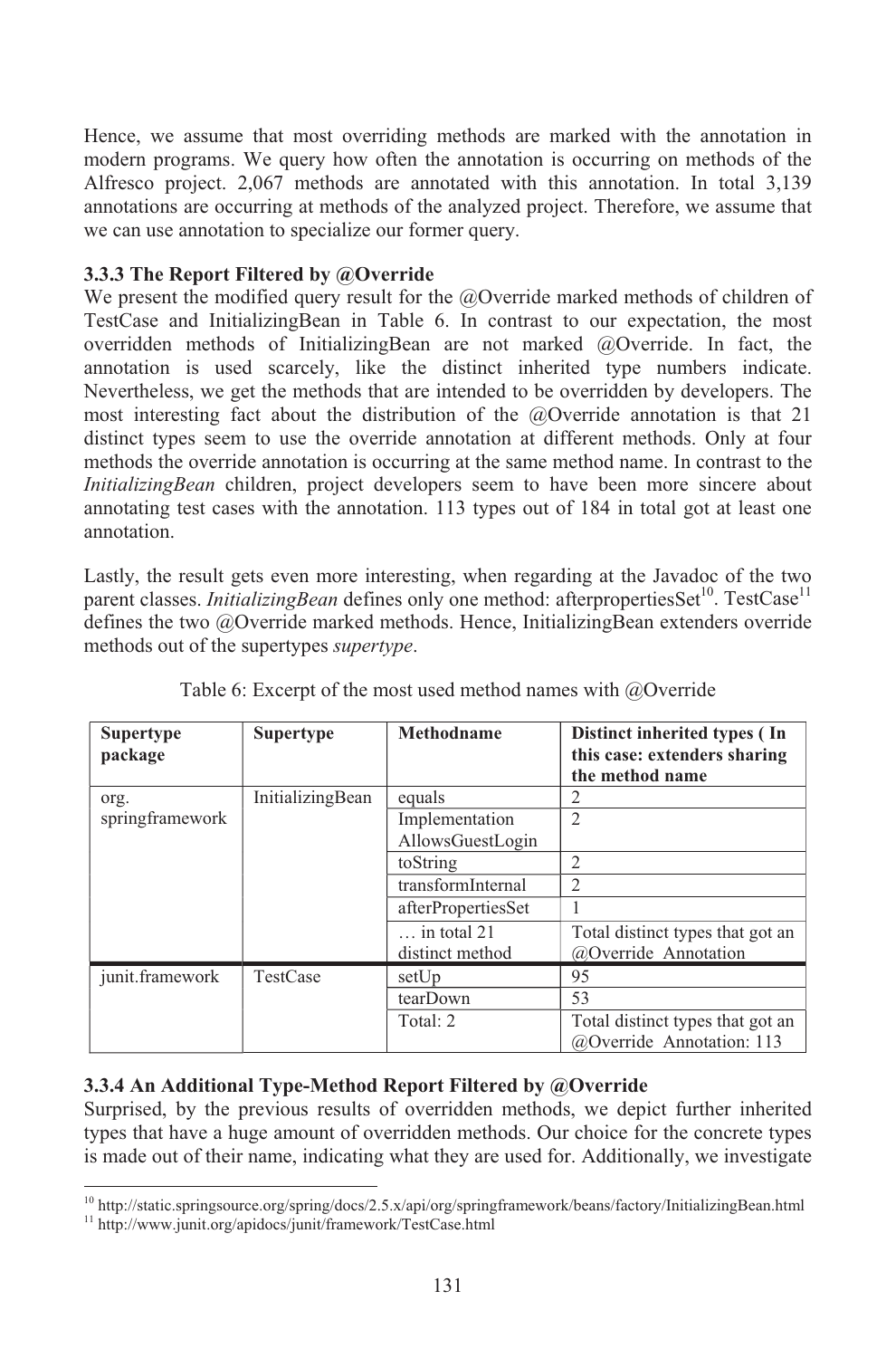Hence, we assume that most overriding methods are marked with the annotation in modern programs. We query how often the annotation is occurring on methods of the Alfresco project. 2,067 methods are annotated with this annotation. In total 3,139 annotations are occurring at methods of the analyzed project. Therefore, we assume that we can use annotation to specialize our former query.

### 3.3.3 The Report Filtered by @Override

We present the modified query result for the @Override marked methods of children of TestCase and InitializingBean in Table 6. In contrast to our expectation, the most overridden methods of InitializingBean are not marked @Override. In fact, the annotation is used scarcely, like the distinct inherited type numbers indicate. Nevertheless, we get the methods that are intended to be overridden by developers. The most interesting fact about the distribution of the @Override annotation is that 21 distinct types seem to use the override annotation at different methods. Only at four methods the override annotation is occurring at the same method name. In contrast to the *InitializingBean* children, project developers seem to have been more sincere about annotating test cases with the annotation. 113 types out of 184 in total got at least one annotation.

Lastly, the result gets even more interesting, when regarding at the Javadoc of the two parent classes. *InitializingBean* defines only one method: afterpropertiesSet[10]. TestCase[11] defines the two @Override marked methods. Hence, InitializingBean extenders override methods out of the supertypes *supertype*.

Table 6: Excerpt of the most used method names with @Override

| Supertype package | Supertype | Methodname | Distinct inherited types ( In this case: extenders sharing the method name |
|---|---|---|---|
| org. springframework | InitializingBean | equals | 2 |
| | | Implementation AllowsGuestLogin | 2 |
| | | toString | 2 |
| | | transformInternal | 2 |
| | | afterPropertiesSet | 1 |
| | | … in total 21 distinct method | Total distinct types that got an @Override Annotation |
| junit.framework | TestCase | setUp | 95 |
| | | tearDown | 53 |
| | | Total: 2 | Total distinct types that got an @Override Annotation: 113 |

### 3.3.4 An Additional Type-Method Report Filtered by @Override

Surprised, by the previous results of overridden methods, we depict further inherited types that have a huge amount of overridden methods. Our choice for the concrete types is made out of their name, indicating what they are used for. Additionally, we investigate

[10] http://static.springsource.org/spring/docs/2.5.x/api/org/springframework/beans/factory/InitializingBean.html

[11] http://www.junit.org/apidocs/junit/framework/TestCase.html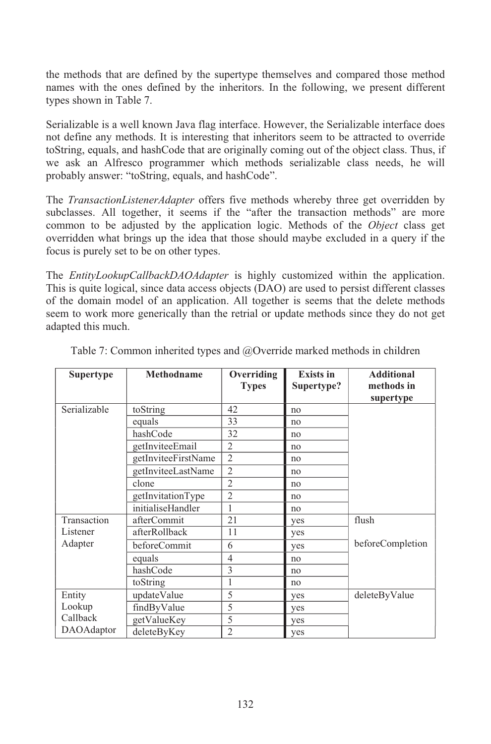the methods that are defined by the supertype themselves and compared those method names with the ones defined by the inheritors. In the following, we present different types shown in Table 7.

Serializable is a well known Java flag interface. However, the Serializable interface does not define any methods. It is interesting that inheritors seem to be attracted to override toString, equals, and hashCode that are originally coming out of the object class. Thus, if we ask an Alfresco programmer which methods serializable class needs, he will probably answer: "toString, equals, and hashCode".

The *TransactionListenerAdapter* offers five methods whereby three get overridden by subclasses. All together, it seems if the "after the transaction methods" are more common to be adjusted by the application logic. Methods of the *Object* class get overridden what brings up the idea that those should maybe excluded in a query if the focus is purely set to be on other types.

The *EntityLookupCallbackDAOAdapter* is highly customized within the application. This is quite logical, since data access objects (DAO) are used to persist different classes of the domain model of an application. All together is seems that the delete methods seem to work more generically than the retrial or update methods since they do not get adapted this much.

Table 7: Common inherited types and @Override marked methods in children

| Supertype | Methodname | Overriding Types | Exists in Supertype? | Additional methods in supertype |
|---|---|---|---|---|
| Serializable | toString | 42 | no | |
| | equals | 33 | no | |
| | hashCode | 32 | no | |
| | getInviteeEmail | 2 | no | |
| | getInviteeFirstName | 2 | no | |
| | getInviteeLastName | 2 | no | |
| | clone | 2 | no | |
| | getInvitationType | 2 | no | |
| | initialiseHandler | 1 | no | |
| Transaction Listener Adapter | afterCommit | 21 | yes | flush |
| | afterRollback | 11 | yes | |
| | beforeCommit | 6 | yes | beforeCompletion |
| | equals | 4 | no | |
| | hashCode | 3 | no | |
| | toString | 1 | no | |
| Entity Lookup Callback DAOAdaptor | updateValue | 5 | yes | deleteByValue |
| | findByValue | 5 | yes | |
| | getValueKey | 5 | yes | |
| | deleteByKey | 2 | yes | |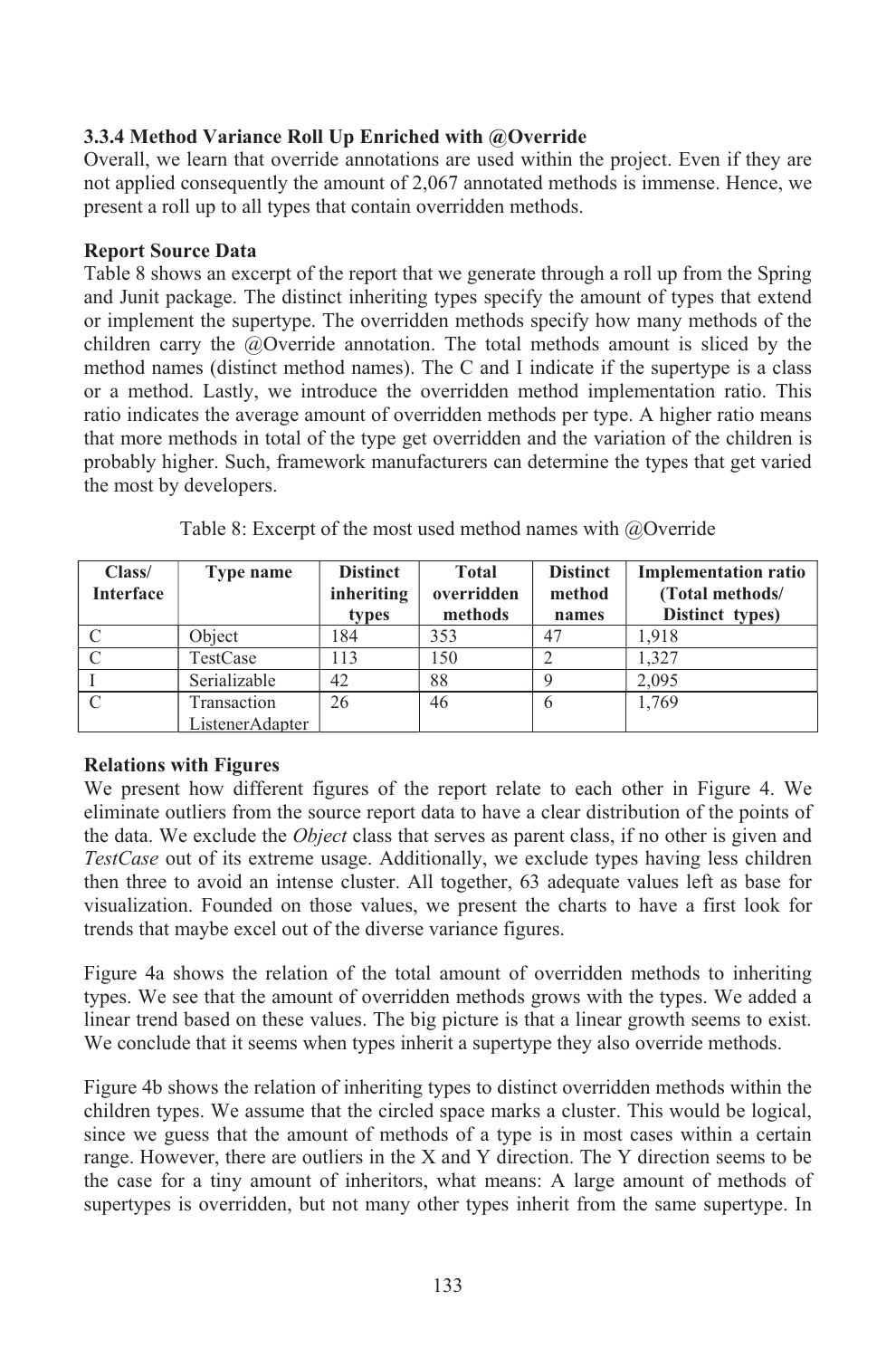### 3.3.4 Method Variance Roll Up Enriched with @Override

Overall, we learn that override annotations are used within the project. Even if they are not applied consequently the amount of 2,067 annotated methods is immense. Hence, we present a roll up to all types that contain overridden methods.

**Report Source Data**

Table 8 shows an excerpt of the report that we generate through a roll up from the Spring and Junit package. The distinct inheriting types specify the amount of types that extend or implement the supertype. The overridden methods specify how many methods of the children carry the @Override annotation. The total methods amount is sliced by the method names (distinct method names). The C and I indicate if the supertype is a class or a method. Lastly, we introduce the overridden method implementation ratio. This ratio indicates the average amount of overridden methods per type. A higher ratio means that more methods in total of the type get overridden and the variation of the children is probably higher. Such, framework manufacturers can determine the types that get varied the most by developers.

Table 8: Excerpt of the most used method names with @Override

| Class/ Interface | Type name | Distinct inheriting types | Total overridden methods | Distinct method names | Implementation ratio (Total methods/ Distinct types) |
|---|---|---|---|---|---|
| C | Object | 184 | 353 | 47 | 1,918 |
| C | TestCase | 113 | 150 | 2 | 1,327 |
| I | Serializable | 42 | 88 | 9 | 2,095 |
| C | Transaction ListenerAdapter | 26 | 46 | 6 | 1,769 |

**Relations with Figures**

We present how different figures of the report relate to each other in Figure 4. We eliminate outliers from the source report data to have a clear distribution of the points of the data. We exclude the *Object* class that serves as parent class, if no other is given and *TestCase* out of its extreme usage. Additionally, we exclude types having less children then three to avoid an intense cluster. All together, 63 adequate values left as base for visualization. Founded on those values, we present the charts to have a first look for trends that maybe excel out of the diverse variance figures.

Figure 4a shows the relation of the total amount of overridden methods to inheriting types. We see that the amount of overridden methods grows with the types. We added a linear trend based on these values. The big picture is that a linear growth seems to exist. We conclude that it seems when types inherit a supertype they also override methods.

Figure 4b shows the relation of inheriting types to distinct overridden methods within the children types. We assume that the circled space marks a cluster. This would be logical, since we guess that the amount of methods of a type is in most cases within a certain range. However, there are outliers in the X and Y direction. The Y direction seems to be the case for a tiny amount of inheritors, what means: A large amount of methods of supertypes is overridden, but not many other types inherit from the same supertype. In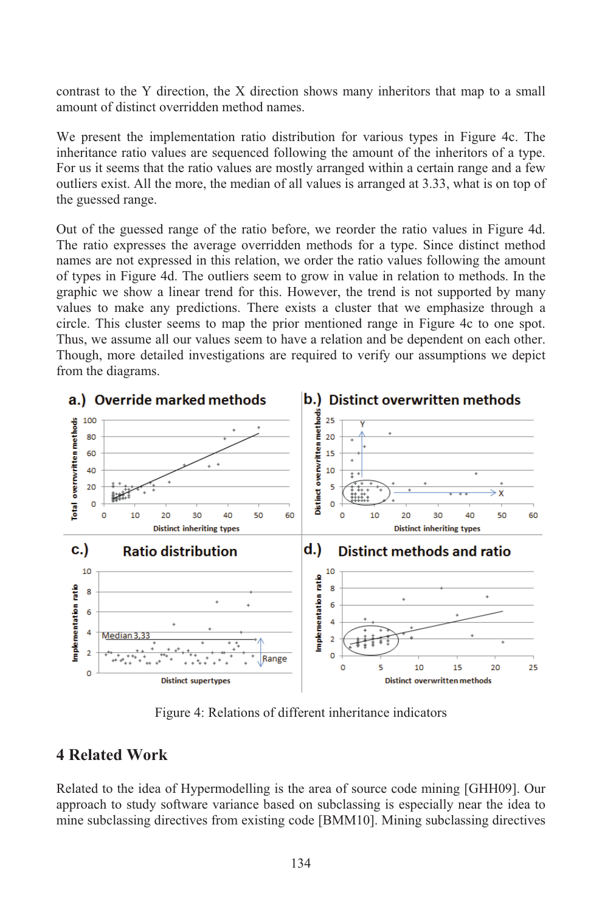contrast to the Y direction, the X direction shows many inheritors that map to a small amount of distinct overridden method names.

We present the implementation ratio distribution for various types in Figure 4c. The inheritance ratio values are sequenced following the amount of the inheritors of a type. For us it seems that the ratio values are mostly arranged within a certain range and a few outliers exist. All the more, the median of all values is arranged at 3.33, what is on top of the guessed range.

Out of the guessed range of the ratio before, we reorder the ratio values in Figure 4d. The ratio expresses the average overridden methods for a type. Since distinct method names are not expressed in this relation, we order the ratio values following the amount of types in Figure 4d. The outliers seem to grow in value in relation to methods. In the graphic we show a linear trend for this. However, the trend is not supported by many values to make any predictions. There exists a cluster that we emphasize through a circle. This cluster seems to map the prior mentioned range in Figure 4c to one spot. Thus, we assume all our values seem to have a relation and be dependent on each other. Though, more detailed investigations are required to verify our assumptions we depict from the diagrams.

Figure 4: Relations of different inheritance indicators

## 4 Related Work

Related to the idea of Hypermodelling is the area of source code mining [GHH09]. Our approach to study software variance based on subclassing is especially near the idea to mine subclassing directives from existing code [BMM10]. Mining subclassing directives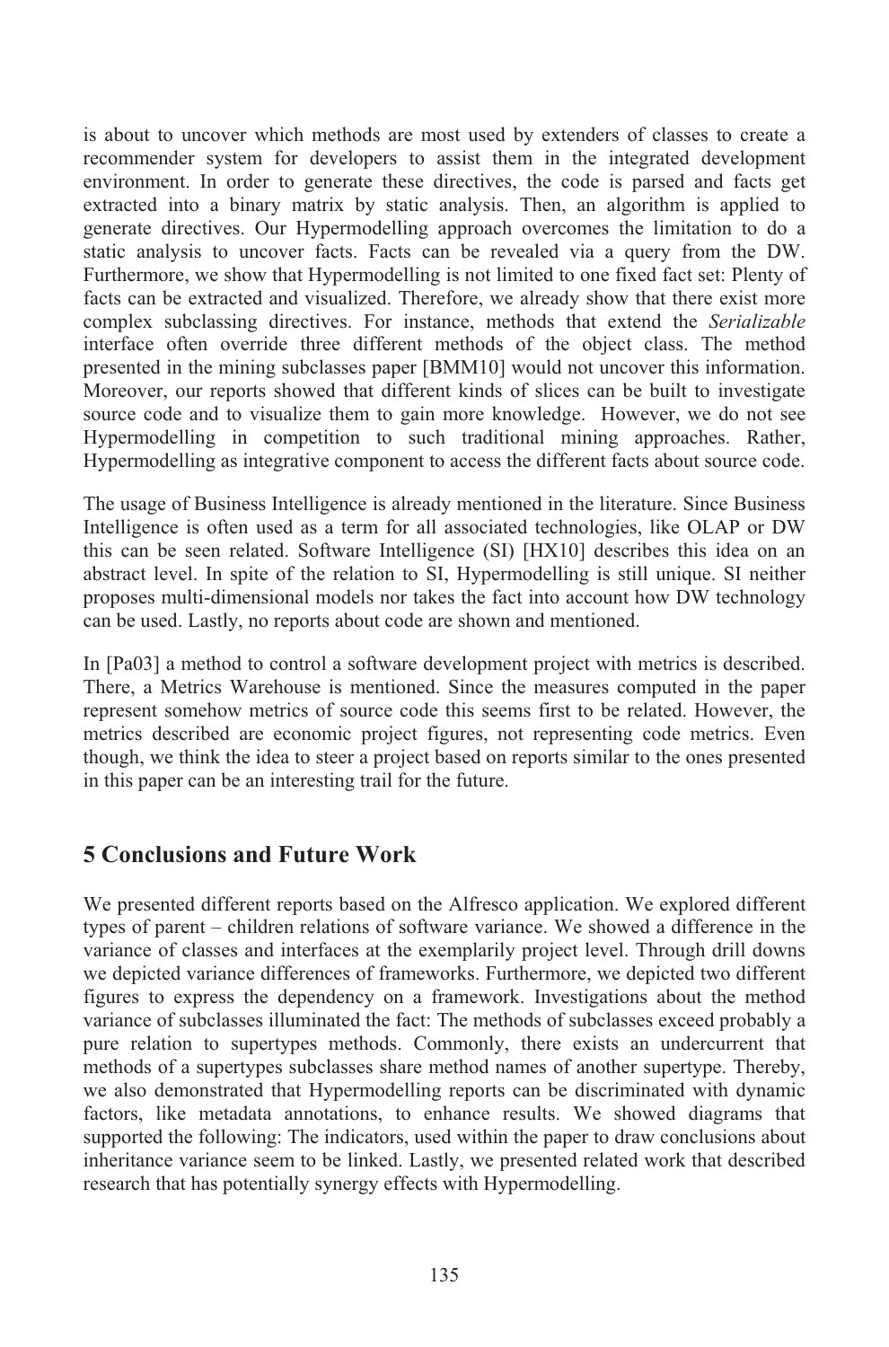is about to uncover which methods are most used by extenders of classes to create a recommender system for developers to assist them in the integrated development environment. In order to generate these directives, the code is parsed and facts get extracted into a binary matrix by static analysis. Then, an algorithm is applied to generate directives. Our Hypermodelling approach overcomes the limitation to do a static analysis to uncover facts. Facts can be revealed via a query from the DW. Furthermore, we show that Hypermodelling is not limited to one fixed fact set: Plenty of facts can be extracted and visualized. Therefore, we already show that there exist more complex subclassing directives. For instance, methods that extend the *Serializable* interface often override three different methods of the object class. The method presented in the mining subclasses paper [BMM10] would not uncover this information. Moreover, our reports showed that different kinds of slices can be built to investigate source code and to visualize them to gain more knowledge. However, we do not see Hypermodelling in competition to such traditional mining approaches. Rather, Hypermodelling as integrative component to access the different facts about source code.

The usage of Business Intelligence is already mentioned in the literature. Since Business Intelligence is often used as a term for all associated technologies, like OLAP or DW this can be seen related. Software Intelligence (SI) [HX10] describes this idea on an abstract level. In spite of the relation to SI, Hypermodelling is still unique. SI neither proposes multi-dimensional models nor takes the fact into account how DW technology can be used. Lastly, no reports about code are shown and mentioned.

In [Pa03] a method to control a software development project with metrics is described. There, a Metrics Warehouse is mentioned. Since the measures computed in the paper represent somehow metrics of source code this seems first to be related. However, the metrics described are economic project figures, not representing code metrics. Even though, we think the idea to steer a project based on reports similar to the ones presented in this paper can be an interesting trail for the future.

## 5 Conclusions and Future Work

We presented different reports based on the Alfresco application. We explored different types of parent – children relations of software variance. We showed a difference in the variance of classes and interfaces at the exemplarily project level. Through drill downs we depicted variance differences of frameworks. Furthermore, we depicted two different figures to express the dependency on a framework. Investigations about the method variance of subclasses illuminated the fact: The methods of subclasses exceed probably a pure relation to supertypes methods. Commonly, there exists an undercurrent that methods of a supertypes subclasses share method names of another supertype. Thereby, we also demonstrated that Hypermodelling reports can be discriminated with dynamic factors, like metadata annotations, to enhance results. We showed diagrams that supported the following: The indicators, used within the paper to draw conclusions about inheritance variance seem to be linked. Lastly, we presented related work that described research that has potentially synergy effects with Hypermodelling.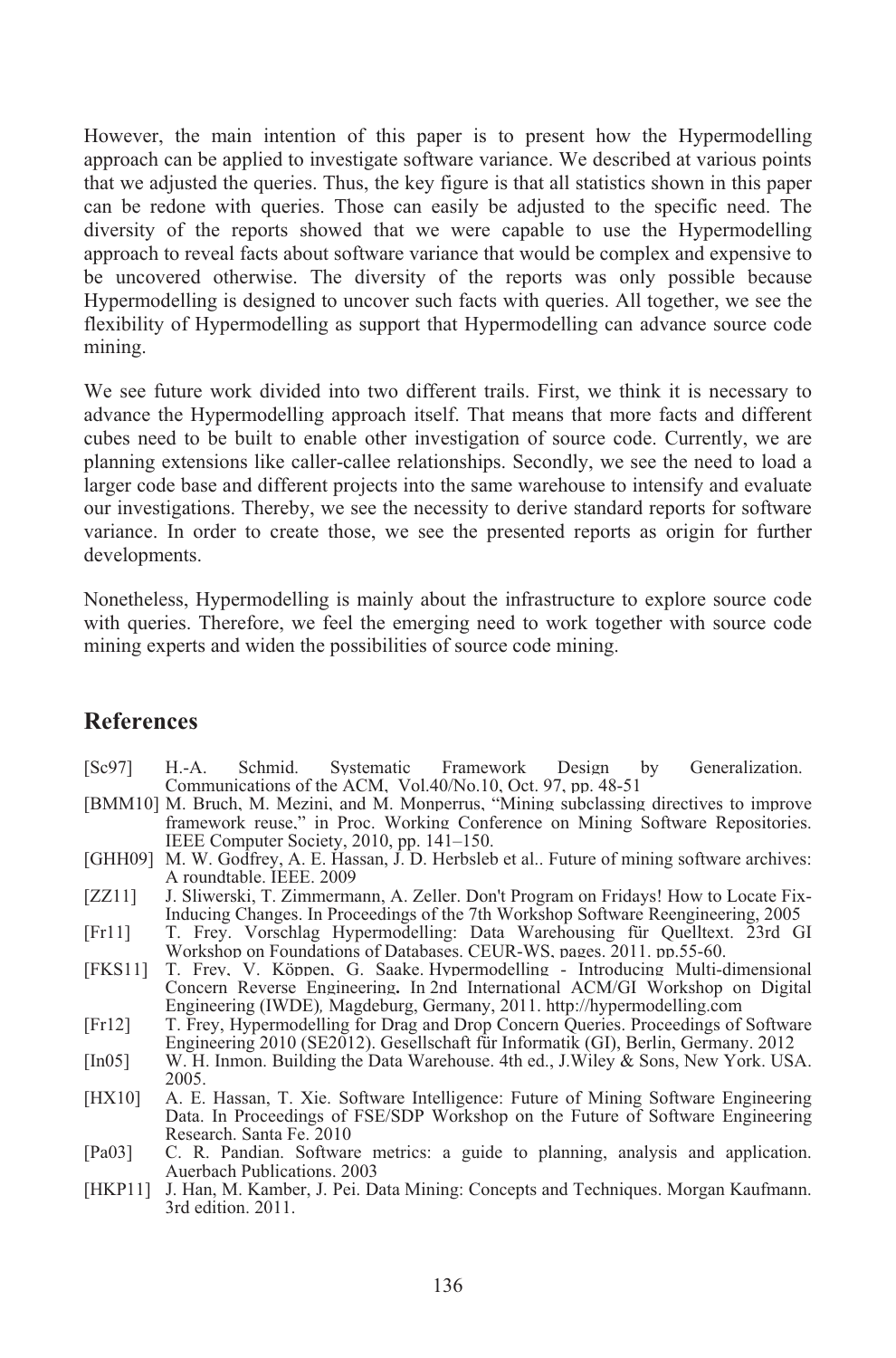However, the main intention of this paper is to present how the Hypermodelling approach can be applied to investigate software variance. We described at various points that we adjusted the queries. Thus, the key figure is that all statistics shown in this paper can be redone with queries. Those can easily be adjusted to the specific need. The diversity of the reports showed that we were capable to use the Hypermodelling approach to reveal facts about software variance that would be complex and expensive to be uncovered otherwise. The diversity of the reports was only possible because Hypermodelling is designed to uncover such facts with queries. All together, we see the flexibility of Hypermodelling as support that Hypermodelling can advance source code mining.

We see future work divided into two different trails. First, we think it is necessary to advance the Hypermodelling approach itself. That means that more facts and different cubes need to be built to enable other investigation of source code. Currently, we are planning extensions like caller-callee relationships. Secondly, we see the need to load a larger code base and different projects into the same warehouse to intensify and evaluate our investigations. Thereby, we see the necessity to derive standard reports for software variance. In order to create those, we see the presented reports as origin for further developments.

Nonetheless, Hypermodelling is mainly about the infrastructure to explore source code with queries. Therefore, we feel the emerging need to work together with source code mining experts and widen the possibilities of source code mining.

## References

- [Sc97] H.-A. Schmid. Systematic Framework Design by Generalization. Communications of the ACM, Vol.40/No.10, Oct. 97, pp. 48-51
- [BMM10] M. Bruch, M. Mezini, and M. Monperrus, "Mining subclassing directives to improve framework reuse," in Proc. Working Conference on Mining Software Repositories. IEEE Computer Society, 2010, pp. 141–150.
- [GHH09] M. W. Godfrey, A. E. Hassan, J. D. Herbsleb et al.. Future of mining software archives: A roundtable. IEEE. 2009
- [ZZ11] J. Sliwerski, T. Zimmermann, A. Zeller. Don't Program on Fridays! How to Locate Fix-Inducing Changes. In Proceedings of the 7th Workshop Software Reengineering, 2005
- [Fr11] T. Frey. Vorschlag Hypermodelling: Data Warehousing für Quelltext. 23rd GI Workshop on Foundations of Databases. CEUR-WS, pages. 2011. pp.55-60.
- [FKS11] T. Frey, V. Köppen, G. Saake. Hypermodelling - Introducing Multi-dimensional Concern Reverse Engineering**.** In 2nd International ACM/GI Workshop on Digital Engineering (IWDE)*,* Magdeburg, Germany, 2011. http://hypermodelling.com
- [Fr12] T. Frey, Hypermodelling for Drag and Drop Concern Queries. Proceedings of Software Engineering 2010 (SE2012). Gesellschaft für Informatik (GI), Berlin, Germany. 2012
- [In05] W. H. Inmon. Building the Data Warehouse. 4th ed., J.Wiley & Sons, New York. USA. 2005.
- [HX10] A. E. Hassan, T. Xie. Software Intelligence: Future of Mining Software Engineering Data. In Proceedings of FSE/SDP Workshop on the Future of Software Engineering Research. Santa Fe. 2010
- [Pa03] C. R. Pandian. Software metrics: a guide to planning, analysis and application. Auerbach Publications. 2003
- [HKP11] J. Han, M. Kamber, J. Pei. Data Mining: Concepts and Techniques. Morgan Kaufmann. 3rd edition. 2011.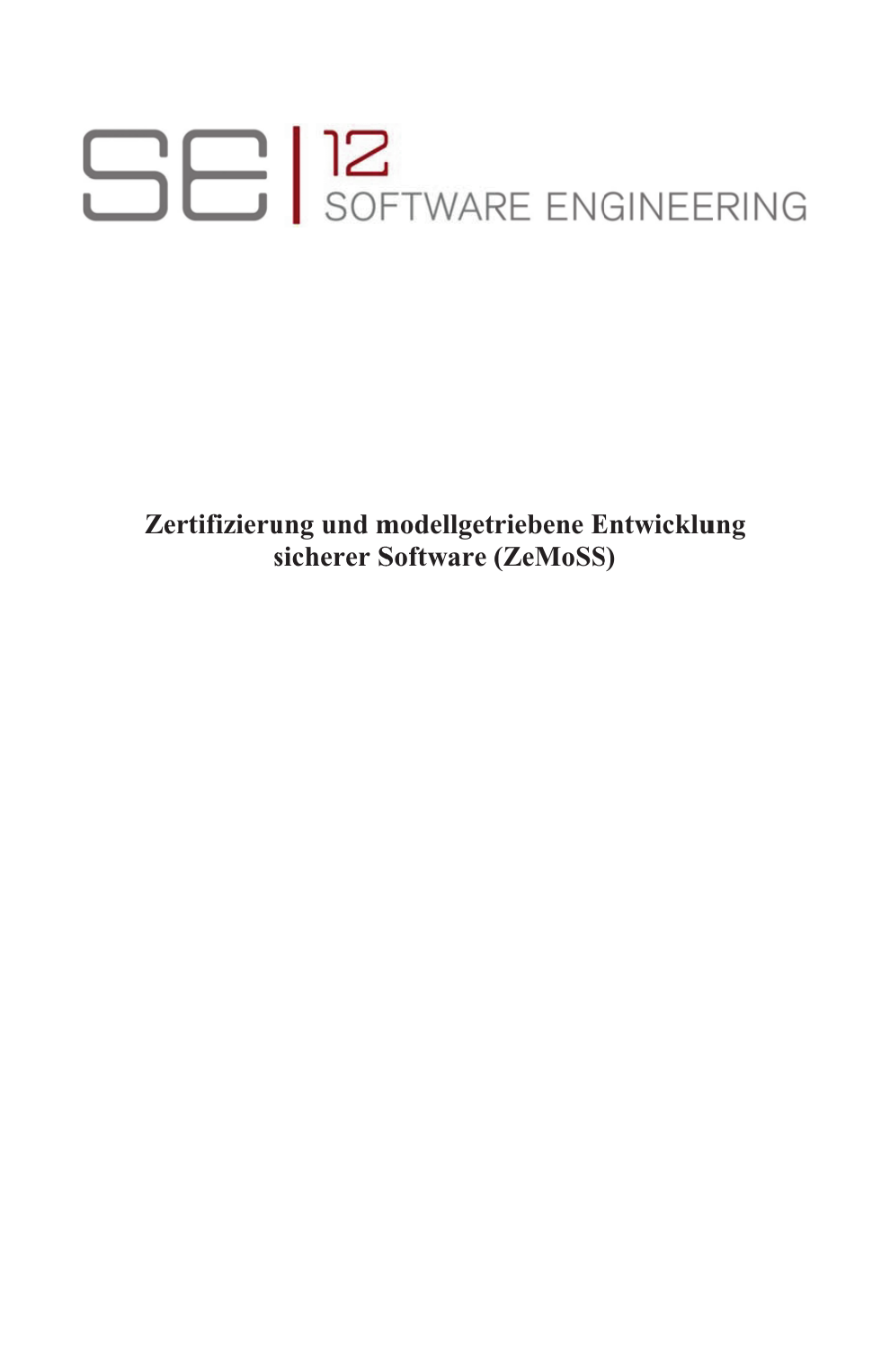SE | 12
SOFTWARE ENGINEERING

**Zertifizierung und modellgetriebene Entwicklung sicherer Software (ZeMoSS)**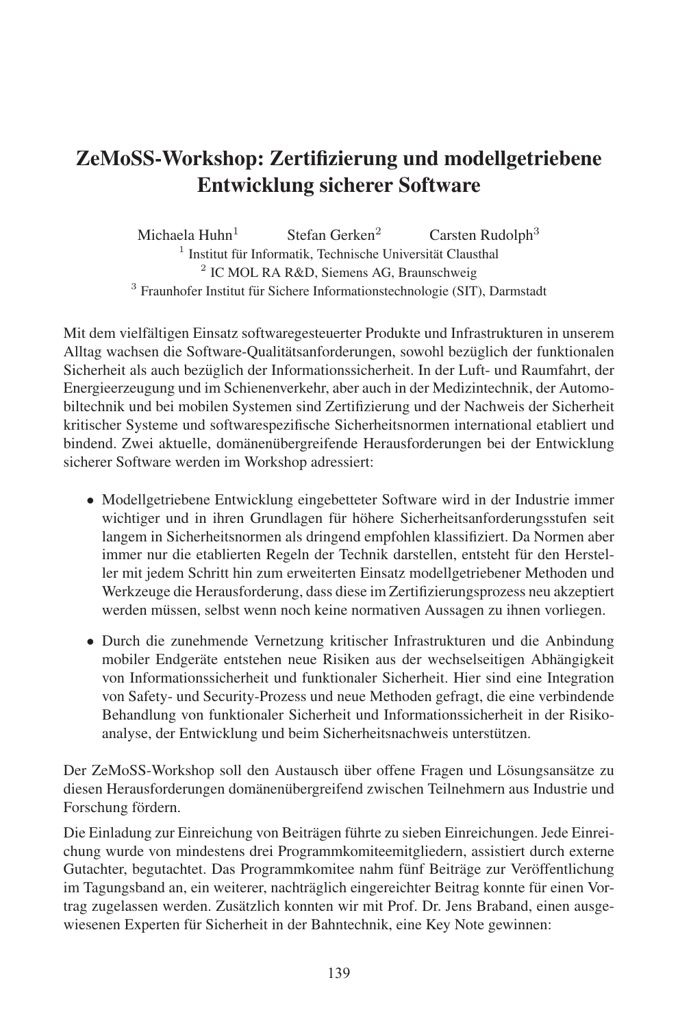# ZeMoSS-Workshop: Zertifizierung und modellgetriebene Entwicklung sicherer Software

Michaela Huhn[1] Stefan Gerken[2] Carsten Rudolph[3]

[1] Institut für Informatik, Technische Universität Clausthal
[2] IC MOL RA R&D, Siemens AG, Braunschweig
[3] Fraunhofer Institut für Sichere Informationstechnologie (SIT), Darmstadt

Mit dem vielfältigen Einsatz softwaregesteuerter Produkte und Infrastrukturen in unserem Alltag wachsen die Software-Qualitätsanforderungen, sowohl bezüglich der funktionalen Sicherheit als auch bezüglich der Informationssicherheit. In der Luft- und Raumfahrt, der Energieerzeugung und im Schienenverkehr, aber auch in der Medizintechnik, der Automobiltechnik und bei mobilen Systemen sind Zertifizierung und der Nachweis der Sicherheit kritischer Systeme und softwarespezifische Sicherheitsnormen international etabliert und bindend. Zwei aktuelle, domänenübergreifende Herausforderungen bei der Entwicklung sicherer Software werden im Workshop adressiert:

- Modellgetriebene Entwicklung eingebetteter Software wird in der Industrie immer wichtiger und in ihren Grundlagen für höhere Sicherheitsanforderungsstufen seit langem in Sicherheitsnormen als dringend empfohlen klassifiziert. Da Normen aber immer nur die etablierten Regeln der Technik darstellen, entsteht für den Hersteller mit jedem Schritt hin zum erweiterten Einsatz modellgetriebener Methoden und Werkzeuge die Herausforderung, dass diese im Zertifizierungsprozess neu akzeptiert werden müssen, selbst wenn noch keine normativen Aussagen zu ihnen vorliegen.
- Durch die zunehmende Vernetzung kritischer Infrastrukturen und die Anbindung mobiler Endgeräte entstehen neue Risiken aus der wechselseitigen Abhängigkeit von Informationssicherheit und funktionaler Sicherheit. Hier sind eine Integration von Safety- und Security-Prozess und neue Methoden gefragt, die eine verbindende Behandlung von funktionaler Sicherheit und Informationssicherheit in der Risikoanalyse, der Entwicklung und beim Sicherheitsnachweis unterstützen.

Der ZeMoSS-Workshop soll den Austausch über offene Fragen und Lösungsansätze zu diesen Herausforderungen domänenübergreifend zwischen Teilnehmern aus Industrie und Forschung fördern.

Die Einladung zur Einreichung von Beiträgen führte zu sieben Einreichungen. Jede Einreichung wurde von mindestens drei Programmkomiteemitgliedern, assistiert durch externe Gutachter, begutachtet. Das Programmkomitee nahm fünf Beiträge zur Veröffentlichung im Tagungsband an, ein weiterer, nachträglich eingereichter Beitrag konnte für einen Vortrag zugelassen werden. Zusätzlich konnten wir mit Prof. Dr. Jens Braband, einen ausgewiesenen Experten für Sicherheit in der Bahntechnik, eine Key Note gewinnen: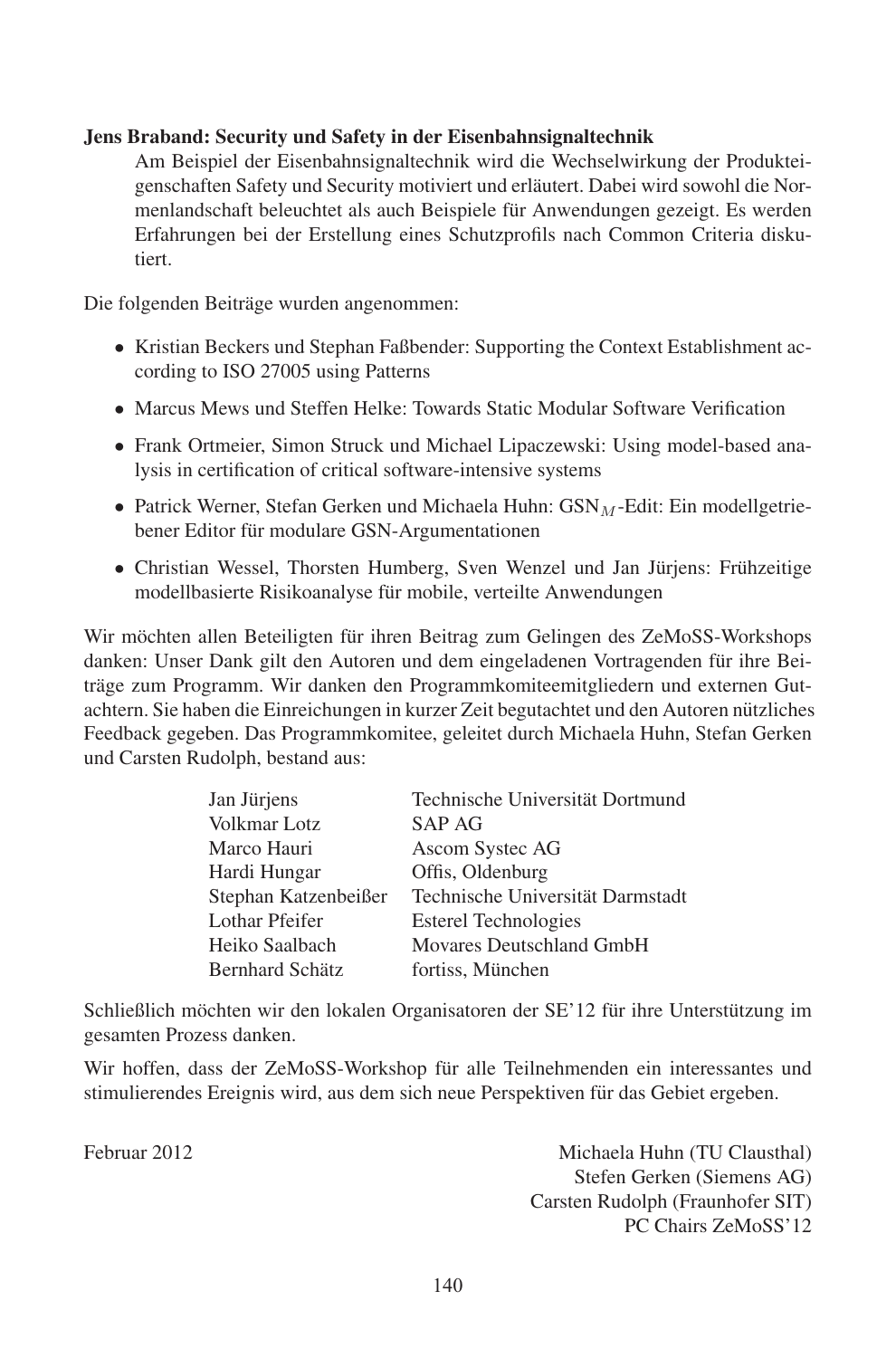**Jens Braband: Security und Safety in der Eisenbahnsignaltechnik**

Am Beispiel der Eisenbahnsignaltechnik wird die Wechselwirkung der Produkteigenschaften Safety und Security motiviert und erläutert. Dabei wird sowohl die Normenlandschaft beleuchtet als auch Beispiele für Anwendungen gezeigt. Es werden Erfahrungen bei der Erstellung eines Schutzprofils nach Common Criteria diskutiert.

Die folgenden Beiträge wurden angenommen:

- Kristian Beckers und Stephan Faßbender: Supporting the Context Establishment according to ISO 27005 using Patterns
- Marcus Mews und Steffen Helke: Towards Static Modular Software Verification
- Frank Ortmeier, Simon Struck und Michael Lipaczewski: Using model-based analysis in certification of critical software-intensive systems
- Patrick Werner, Stefan Gerken und Michaela Huhn: $GSN_M$-Edit: Ein modellgetriebener Editor für modulare GSN-Argumentationen
- Christian Wessel, Thorsten Humberg, Sven Wenzel und Jan Jürjens: Frühzeitige modellbasierte Risikoanalyse für mobile, verteilte Anwendungen

Wir möchten allen Beteiligten für ihren Beitrag zum Gelingen des ZeMoSS-Workshops danken: Unser Dank gilt den Autoren und dem eingeladenen Vortragenden für ihre Beiträge zum Programm. Wir danken den Programmkomiteemitgliedern und externen Gutachtern. Sie haben die Einreichungen in kurzer Zeit begutachtet und den Autoren nützliches Feedback gegeben. Das Programmkomitee, geleitet durch Michaela Huhn, Stefan Gerken und Carsten Rudolph, bestand aus:

| | |
|---|---|
| Jan Jürjens | Technische Universität Dortmund |
| Volkmar Lotz | SAP AG |
| Marco Hauri | Ascom Systec AG |
| Hardi Hungar | Offis, Oldenburg |
| Stephan Katzenbeißer | Technische Universität Darmstadt |
| Lothar Pfeifer | Esterel Technologies |
| Heiko Saalbach | Movares Deutschland GmbH |
| Bernhard Schätz | fortiss, München |

Schließlich möchten wir den lokalen Organisatoren der SE'12 für ihre Unterstützung im gesamten Prozess danken.

Wir hoffen, dass der ZeMoSS-Workshop für alle Teilnehmenden ein interessantes und stimulierendes Ereignis wird, aus dem sich neue Perspektiven für das Gebiet ergeben.

Februar 2012

Michaela Huhn (TU Clausthal)
Stefen Gerken (Siemens AG)
Carsten Rudolph (Fraunhofer SIT)
PC Chairs ZeMoSS'12